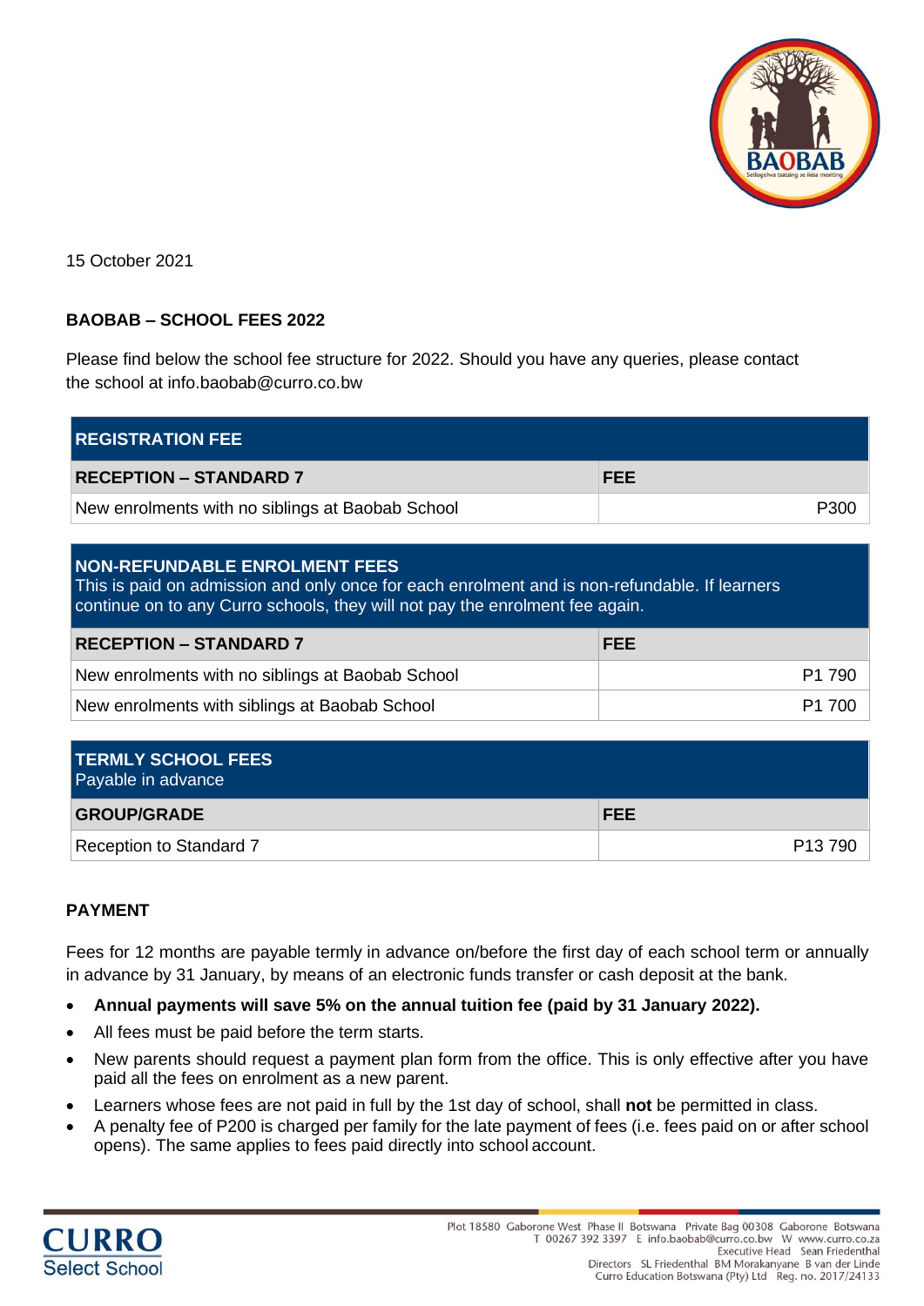15 October 2021

**BAOBAB – SCHOOL FEES 2022**

Please find below the school fee structure for 2022. Should you have any queries, please contact the school at info.baobab@curro.co.bw

| **REGISTRATION FEE** | |
|---|---|
| **RECEPTION – STANDARD 7** | **FEE** |
| New enrolments with no siblings at Baobab School | P300 |

| **NON-REFUNDABLE ENROLMENT FEES** This is paid on admission and only once for each enrolment and is non-refundable. If learners continue on to any Curro schools, they will not pay the enrolment fee again. | |
|---|---|
| **RECEPTION – STANDARD 7** | **FEE** |
| New enrolments with no siblings at Baobab School | P1 790 |
| New enrolments with siblings at Baobab School | P1 700 |

| **TERMLY SCHOOL FEES** Payable in advance | |
|---|---|
| **GROUP/GRADE** | **FEE** |
| Reception to Standard 7 | P13 790 |

**PAYMENT**

Fees for 12 months are payable termly in advance on/before the first day of each school term or annually in advance by 31 January, by means of an electronic funds transfer or cash deposit at the bank.

- **Annual payments will save 5% on the annual tuition fee (paid by 31 January 2022).**
- All fees must be paid before the term starts.
- New parents should request a payment plan form from the office. This is only effective after you have paid all the fees on enrolment as a new parent.
- Learners whose fees are not paid in full by the 1st day of school, shall **not** be permitted in class.
- A penalty fee of P200 is charged per family for the late payment of fees (i.e. fees paid on or after school opens). The same applies to fees paid directly into school account.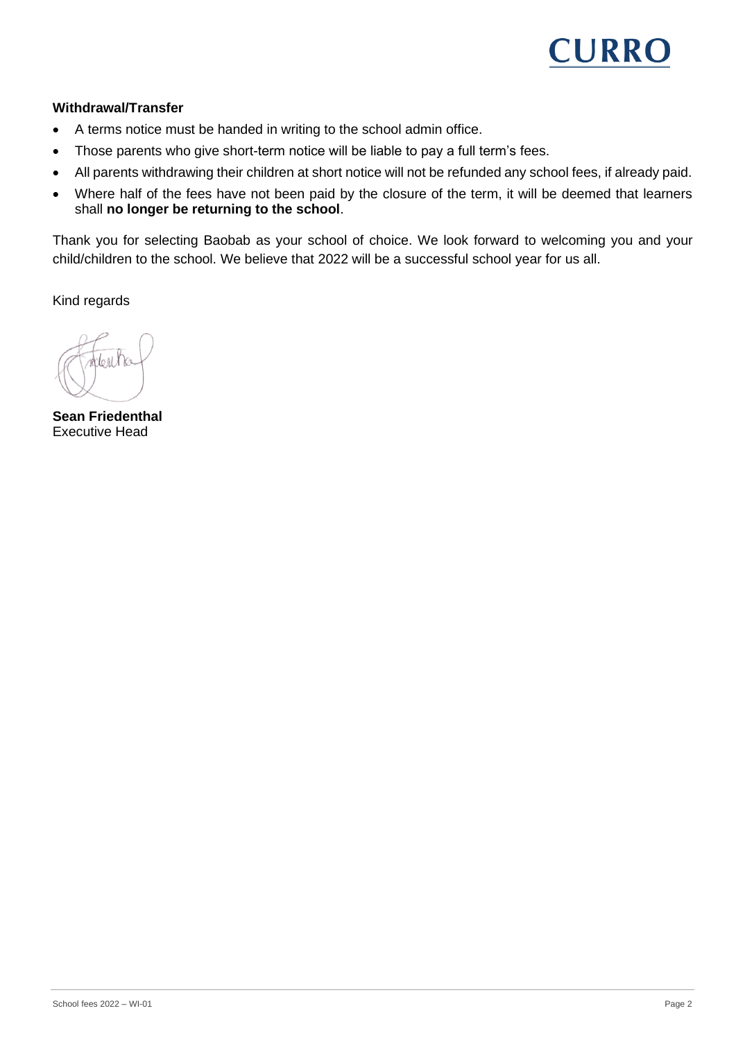**Withdrawal/Transfer**

- A terms notice must be handed in writing to the school admin office.
- Those parents who give short-term notice will be liable to pay a full term's fees.
- All parents withdrawing their children at short notice will not be refunded any school fees, if already paid.
- Where half of the fees have not been paid by the closure of the term, it will be deemed that learners shall **no longer be returning to the school**.

Thank you for selecting Baobab as your school of choice. We look forward to welcoming you and your child/children to the school. We believe that 2022 will be a successful school year for us all.

Kind regards

**Sean Friedenthal**
Executive Head